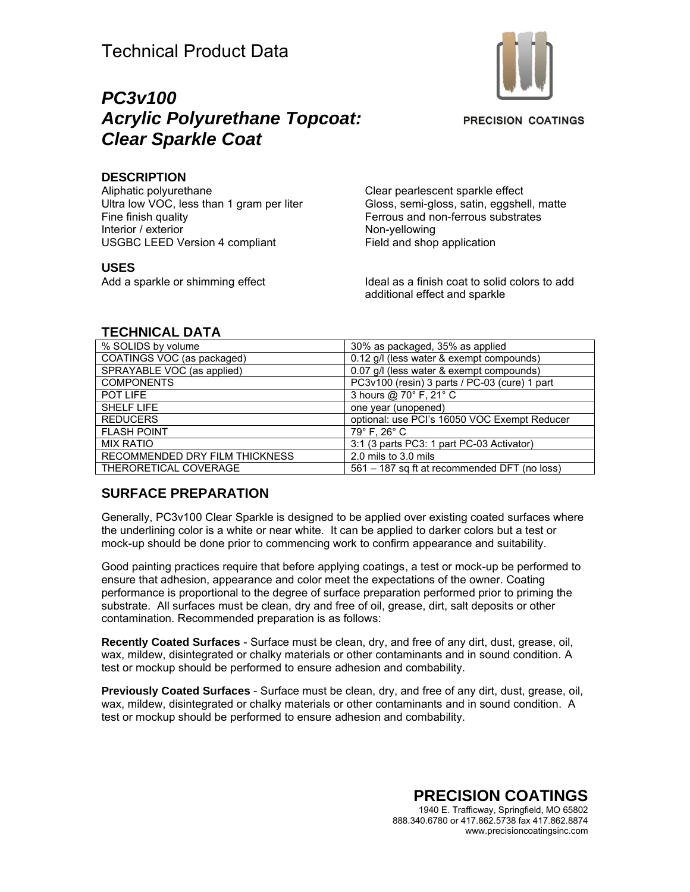# Technical Product Data

## *PC3v100*
## *Acrylic Polyurethane Topcoat: Clear Sparkle Coat*

PRECISION COATINGS

### DESCRIPTION

Aliphatic polyurethane
Ultra low VOC, less than 1 gram per liter
Fine finish quality
Interior / exterior
USGBC LEED Version 4 compliant
Clear pearlescent sparkle effect
Gloss, semi-gloss, satin, eggshell, matte
Ferrous and non-ferrous substrates
Non-yellowing
Field and shop application

### USES

Add a sparkle or shimming effect

Ideal as a finish coat to solid colors to add additional effect and sparkle

### TECHNICAL DATA

| | |
|---|---|
| % SOLIDS by volume | 30% as packaged, 35% as applied |
| COATINGS VOC (as packaged) | 0.12 g/l (less water & exempt compounds) |
| SPRAYABLE VOC (as applied) | 0.07 g/l (less water & exempt compounds) |
| COMPONENTS | PC3v100 (resin) 3 parts / PC-03 (cure) 1 part |
| POT LIFE | 3 hours @ 70° F, 21° C |
| SHELF LIFE | one year (unopened) |
| REDUCERS | optional: use PCI's 16050 VOC Exempt Reducer |
| FLASH POINT | 79° F, 26° C |
| MIX RATIO | 3:1 (3 parts PC3: 1 part PC-03 Activator) |
| RECOMMENDED DRY FILM THICKNESS | 2.0 mils to 3.0 mils |
| THERORETICAL COVERAGE | 561 – 187 sq ft at recommended DFT (no loss) |

### SURFACE PREPARATION

Generally, PC3v100 Clear Sparkle is designed to be applied over existing coated surfaces where the underlining color is a white or near white. It can be applied to darker colors but a test or mock-up should be done prior to commencing work to confirm appearance and suitability.

Good painting practices require that before applying coatings, a test or mock-up be performed to ensure that adhesion, appearance and color meet the expectations of the owner. Coating performance is proportional to the degree of surface preparation performed prior to priming the substrate. All surfaces must be clean, dry and free of oil, grease, dirt, salt deposits or other contamination. Recommended preparation is as follows:

**Recently Coated Surfaces** - Surface must be clean, dry, and free of any dirt, dust, grease, oil, wax, mildew, disintegrated or chalky materials or other contaminants and in sound condition. A test or mockup should be performed to ensure adhesion and combability.

**Previously Coated Surfaces** - Surface must be clean, dry, and free of any dirt, dust, grease, oil, wax, mildew, disintegrated or chalky materials or other contaminants and in sound condition. A test or mockup should be performed to ensure adhesion and combability.

**PRECISION COATINGS**
1940 E. Trafficway, Springfield, MO 65802
888.340.6780 or 417.862.5738 fax 417.862.8874
www.precisioncoatingsinc.com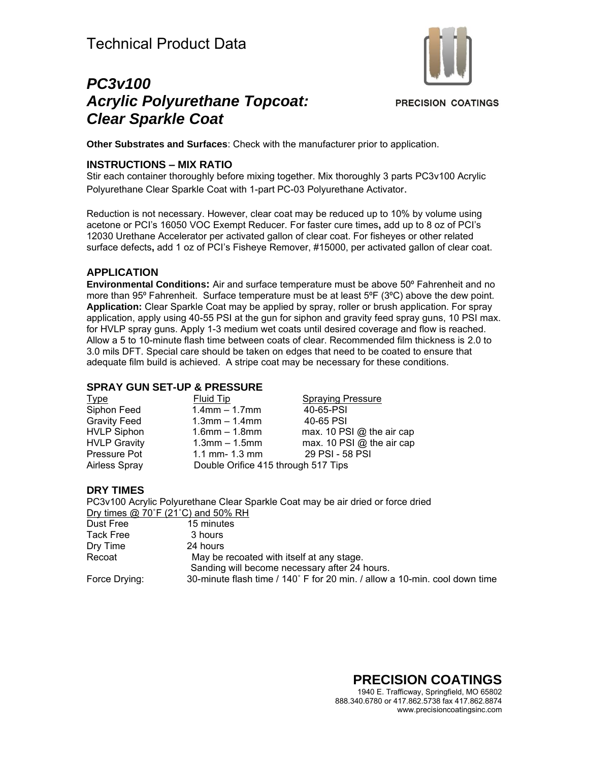# Technical Product Data

## *PC3v100 Acrylic Polyurethane Topcoat: Clear Sparkle Coat*

PRECISION COATINGS

**Other Substrates and Surfaces**: Check with the manufacturer prior to application.

### INSTRUCTIONS – MIX RATIO

Stir each container thoroughly before mixing together. Mix thoroughly 3 parts PC3v100 Acrylic Polyurethane Clear Sparkle Coat with 1-part PC-03 Polyurethane Activator.

Reduction is not necessary. However, clear coat may be reduced up to 10% by volume using acetone or PCI's 16050 VOC Exempt Reducer. For faster cure times**,** add up to 8 oz of PCI's 12030 Urethane Accelerator per activated gallon of clear coat. For fisheyes or other related surface defects**,** add 1 oz of PCI's Fisheye Remover, #15000, per activated gallon of clear coat.

### APPLICATION

**Environmental Conditions:** Air and surface temperature must be above 50º Fahrenheit and no more than 95º Fahrenheit. Surface temperature must be at least 5ºF (3ºC) above the dew point.
**Application:** Clear Sparkle Coat may be applied by spray, roller or brush application. For spray application, apply using 40-55 PSI at the gun for siphon and gravity feed spray guns, 10 PSI max. for HVLP spray guns. Apply 1-3 medium wet coats until desired coverage and flow is reached. Allow a 5 to 10-minute flash time between coats of clear. Recommended film thickness is 2.0 to 3.0 mils DFT. Special care should be taken on edges that need to be coated to ensure that adequate film build is achieved. A stripe coat may be necessary for these conditions.

### SPRAY GUN SET-UP & PRESSURE

| Type | Fluid Tip | Spraying Pressure |
|---|---|---|
| Siphon Feed | 1.4mm – 1.7mm | 40-65-PSI |
| Gravity Feed | 1.3mm – 1.4mm | 40-65 PSI |
| HVLP Siphon | 1.6mm – 1.8mm | max. 10 PSI @ the air cap |
| HVLP Gravity | 1.3mm – 1.5mm | max. 10 PSI @ the air cap |
| Pressure Pot | 1.1 mm- 1.3 mm | 29 PSI - 58 PSI |
| Airless Spray | Double Orifice 415 through 517 Tips | |

### DRY TIMES

PC3v100 Acrylic Polyurethane Clear Sparkle Coat may be air dried or force dried

Dry times @ 70˚F (21˚C) and 50% RH

| | |
|---|---|
| Dust Free | 15 minutes |
| Tack Free | 3 hours |
| Dry Time | 24 hours |
| Recoat | May be recoated with itself at any stage. Sanding will become necessary after 24 hours. |
| Force Drying: | 30-minute flash time / 140˚ F for 20 min. / allow a 10-min. cool down time |

**PRECISION COATINGS**
1940 E. Trafficway, Springfield, MO 65802
888.340.6780 or 417.862.5738 fax 417.862.8874
www.precisioncoatingsinc.com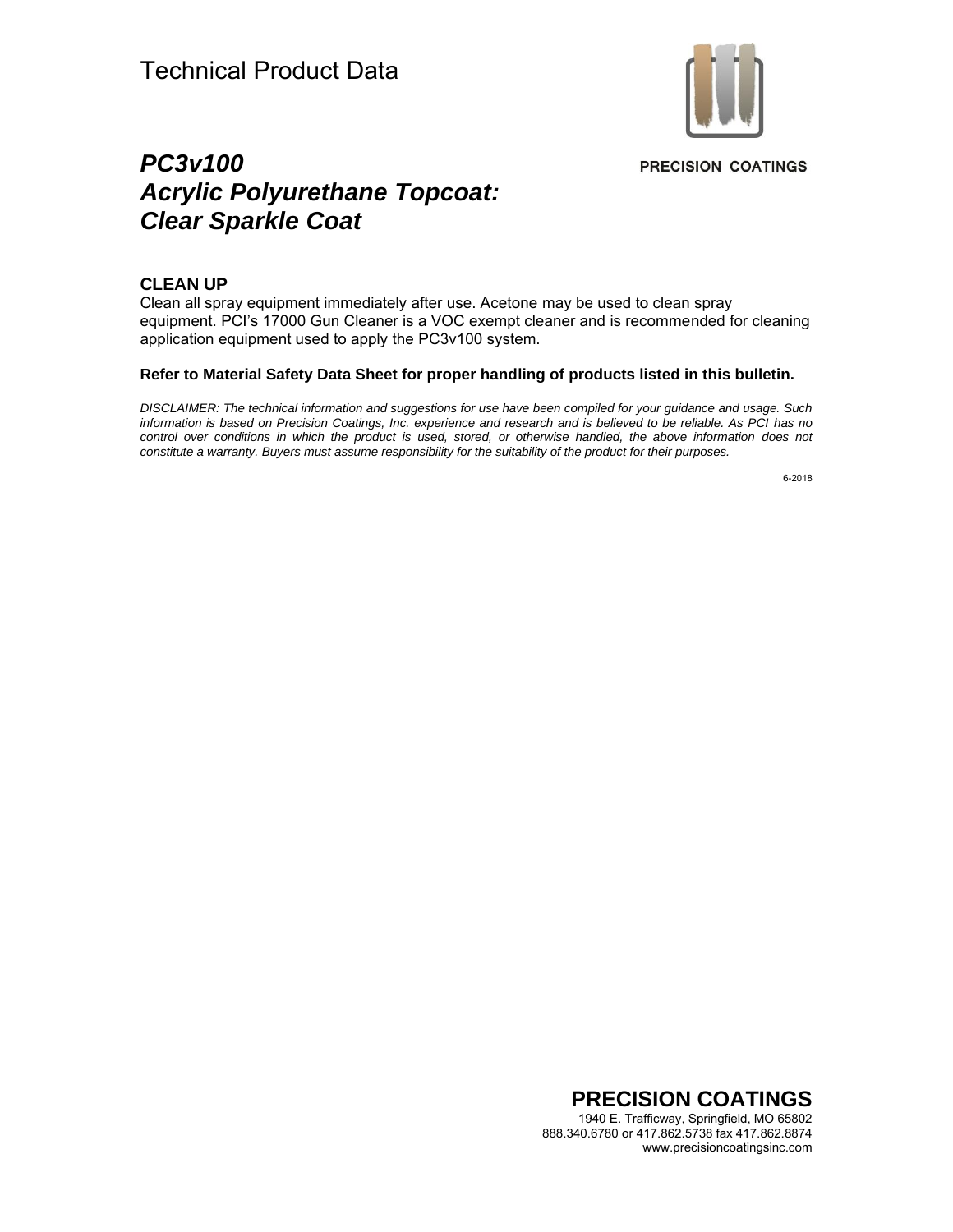Technical Product Data

PRECISION COATINGS

## *PC3v100*
## *Acrylic Polyurethane Topcoat:*
## *Clear Sparkle Coat*

### CLEAN UP

Clean all spray equipment immediately after use. Acetone may be used to clean spray equipment. PCI's 17000 Gun Cleaner is a VOC exempt cleaner and is recommended for cleaning application equipment used to apply the PC3v100 system.

**Refer to Material Safety Data Sheet for proper handling of products listed in this bulletin.**

*DISCLAIMER: The technical information and suggestions for use have been compiled for your guidance and usage. Such information is based on Precision Coatings, Inc. experience and research and is believed to be reliable. As PCI has no control over conditions in which the product is used, stored, or otherwise handled, the above information does not constitute a warranty. Buyers must assume responsibility for the suitability of the product for their purposes.*

6-2018

**PRECISION COATINGS**
1940 E. Trafficway, Springfield, MO 65802
888.340.6780 or 417.862.5738 fax 417.862.8874
www.precisioncoatingsinc.com